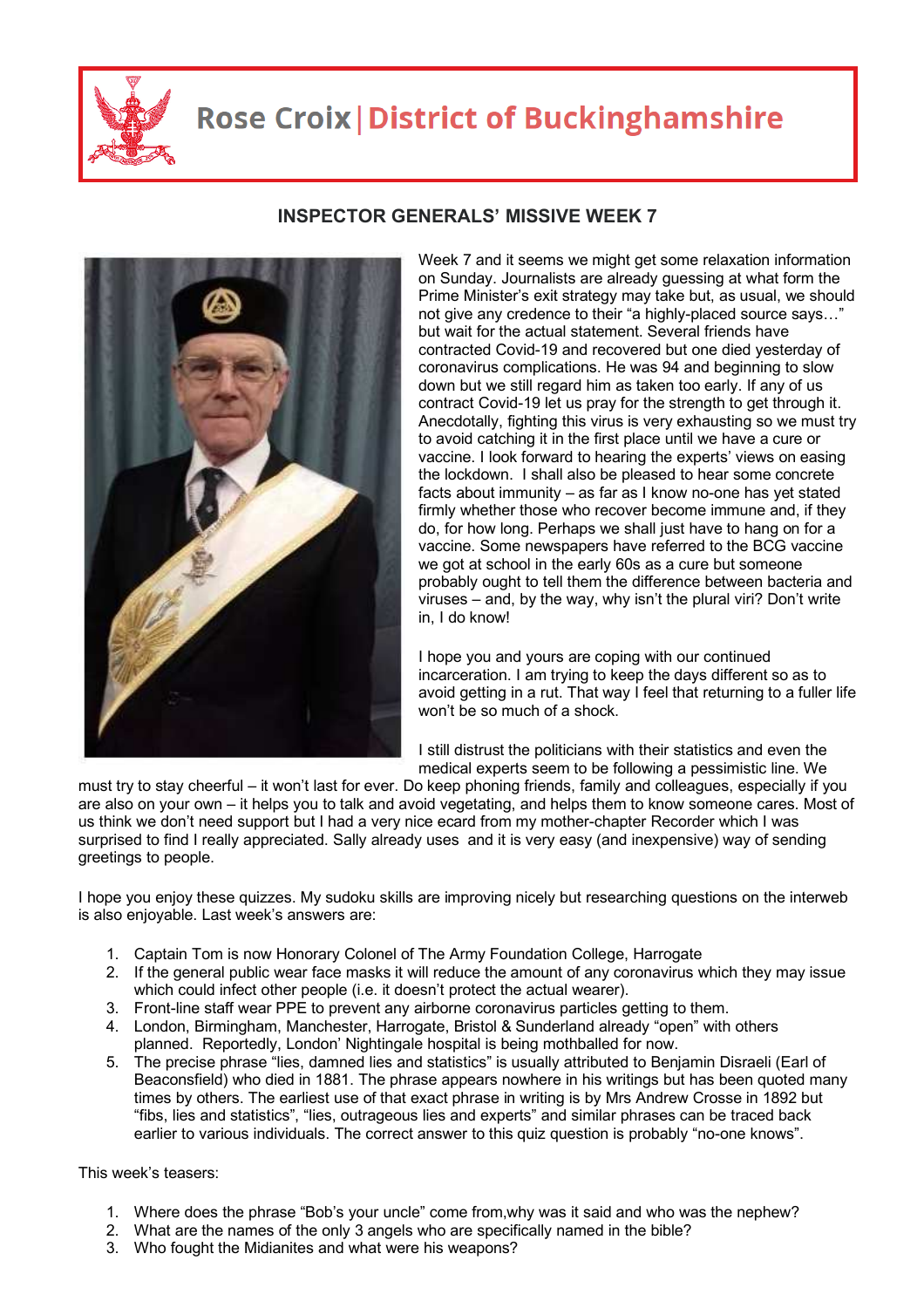# Rose Croix | District of Buckinghamshire

## INSPECTOR GENERALS' MISSIVE WEEK 7

Week 7 and it seems we might get some relaxation information on Sunday. Journalists are already guessing at what form the Prime Minister's exit strategy may take but, as usual, we should not give any credence to their "a highly-placed source says…" but wait for the actual statement. Several friends have contracted Covid-19 and recovered but one died yesterday of coronavirus complications. He was 94 and beginning to slow down but we still regard him as taken too early. If any of us contract Covid-19 let us pray for the strength to get through it. Anecdotally, fighting this virus is very exhausting so we must try to avoid catching it in the first place until we have a cure or vaccine. I look forward to hearing the experts' views on easing the lockdown. I shall also be pleased to hear some concrete facts about immunity – as far as I know no-one has yet stated firmly whether those who recover become immune and, if they do, for how long. Perhaps we shall just have to hang on for a vaccine. Some newspapers have referred to the BCG vaccine we got at school in the early 60s as a cure but someone probably ought to tell them the difference between bacteria and viruses – and, by the way, why isn't the plural viri? Don't write in, I do know!

I hope you and yours are coping with our continued incarceration. I am trying to keep the days different so as to avoid getting in a rut. That way I feel that returning to a fuller life won't be so much of a shock.

I still distrust the politicians with their statistics and even the medical experts seem to be following a pessimistic line. We must try to stay cheerful – it won't last for ever. Do keep phoning friends, family and colleagues, especially if you are also on your own – it helps you to talk and avoid vegetating, and helps them to know someone cares. Most of us think we don't need support but I had a very nice ecard from my mother-chapter Recorder which I was surprised to find I really appreciated. Sally already uses and it is very easy (and inexpensive) way of sending greetings to people.

I hope you enjoy these quizzes. My sudoku skills are improving nicely but researching questions on the interweb is also enjoyable. Last week's answers are:

1. Captain Tom is now Honorary Colonel of The Army Foundation College, Harrogate
2. If the general public wear face masks it will reduce the amount of any coronavirus which they may issue which could infect other people (i.e. it doesn't protect the actual wearer).
3. Front-line staff wear PPE to prevent any airborne coronavirus particles getting to them.
4. London, Birmingham, Manchester, Harrogate, Bristol & Sunderland already "open" with others planned. Reportedly, London' Nightingale hospital is being mothballed for now.
5. The precise phrase "lies, damned lies and statistics" is usually attributed to Benjamin Disraeli (Earl of Beaconsfield) who died in 1881. The phrase appears nowhere in his writings but has been quoted many times by others. The earliest use of that exact phrase in writing is by Mrs Andrew Crosse in 1892 but "fibs, lies and statistics", "lies, outrageous lies and experts" and similar phrases can be traced back earlier to various individuals. The correct answer to this quiz question is probably "no-one knows".

This week's teasers:

1. Where does the phrase "Bob's your uncle" come from,why was it said and who was the nephew?
2. What are the names of the only 3 angels who are specifically named in the bible?
3. Who fought the Midianites and what were his weapons?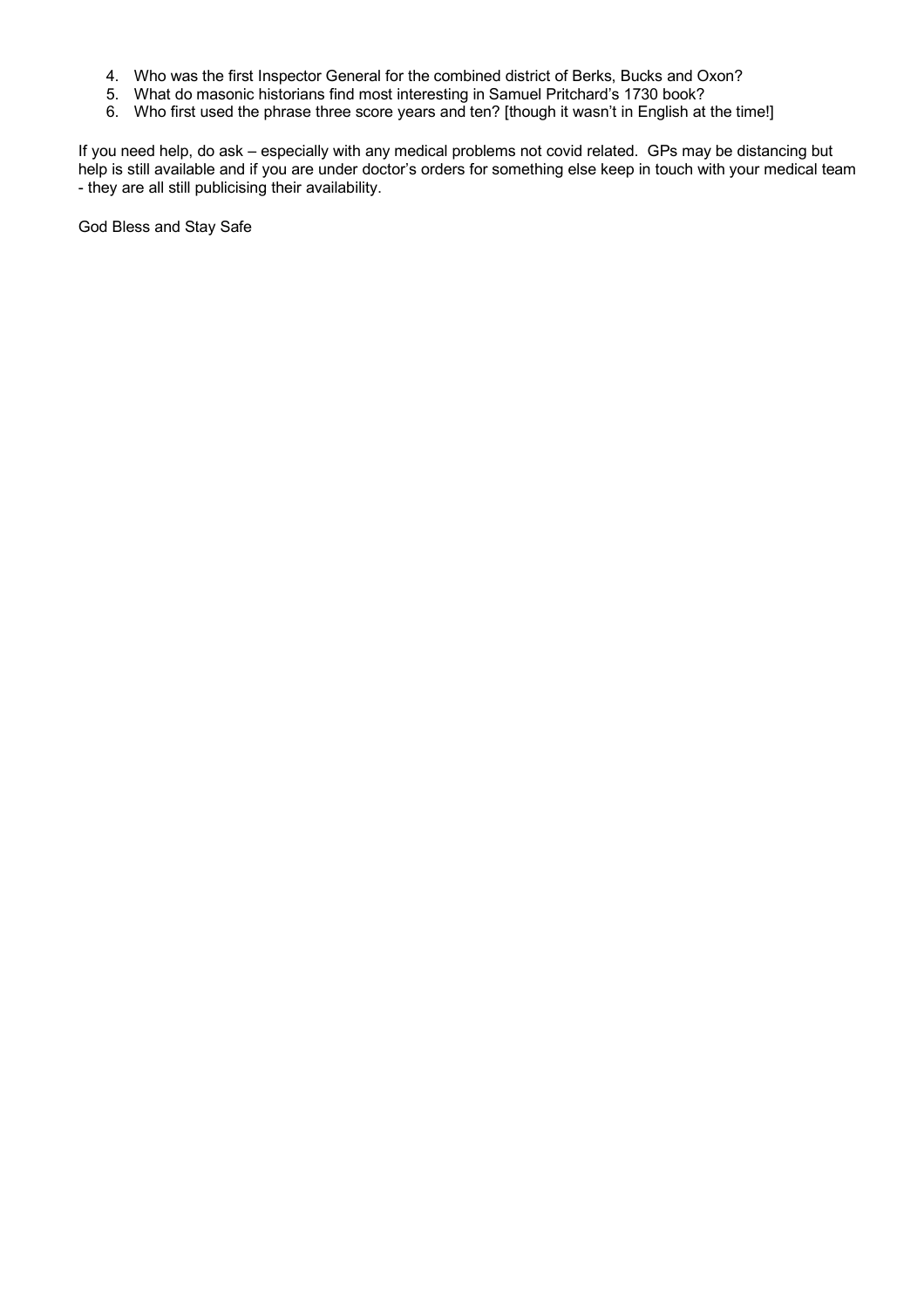4. Who was the first Inspector General for the combined district of Berks, Bucks and Oxon?
5. What do masonic historians find most interesting in Samuel Pritchard's 1730 book?
6. Who first used the phrase three score years and ten? [though it wasn't in English at the time!]

If you need help, do ask – especially with any medical problems not covid related. GPs may be distancing but help is still available and if you are under doctor's orders for something else keep in touch with your medical team - they are all still publicising their availability.

God Bless and Stay Safe